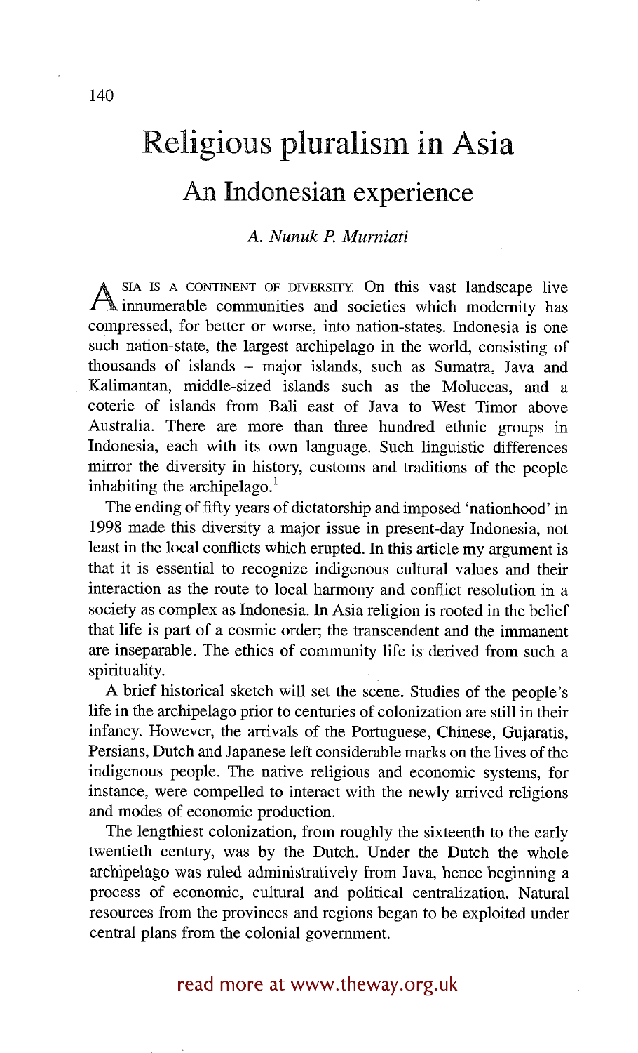# Religious pluralism in Asia

## An Indonesian experience

*A. Nunuk P. Murniati*

ASIA IS A CONTINENT OF DIVERSITY. On this vast landscape live innumerable communities and societies which modernity has compressed, for better or worse, into nation-states. Indonesia is one such nation-state, the largest archipelago in the world, consisting of thousands of islands – major islands, such as Sumatra, Java and Kalimantan, middle-sized islands such as the Moluccas, and a coterie of islands from Bali east of Java to West Timor above Australia. There are more than three hundred ethnic groups in Indonesia, each with its own language. Such linguistic differences mirror the diversity in history, customs and traditions of the people inhabiting the archipelago.[1]

The ending of fifty years of dictatorship and imposed 'nationhood' in 1998 made this diversity a major issue in present-day Indonesia, not least in the local conflicts which erupted. In this article my argument is that it is essential to recognize indigenous cultural values and their interaction as the route to local harmony and conflict resolution in a society as complex as Indonesia. In Asia religion is rooted in the belief that life is part of a cosmic order; the transcendent and the immanent are inseparable. The ethics of community life is derived from such a spirituality.

A brief historical sketch will set the scene. Studies of the people's life in the archipelago prior to centuries of colonization are still in their infancy. However, the arrivals of the Portuguese, Chinese, Gujaratis, Persians, Dutch and Japanese left considerable marks on the lives of the indigenous people. The native religious and economic systems, for instance, were compelled to interact with the newly arrived religions and modes of economic production.

The lengthiest colonization, from roughly the sixteenth to the early twentieth century, was by the Dutch. Under the Dutch the whole archipelago was ruled administratively from Java, hence beginning a process of economic, cultural and political centralization. Natural resources from the provinces and regions began to be exploited under central plans from the colonial government.

read more at www.theway.org.uk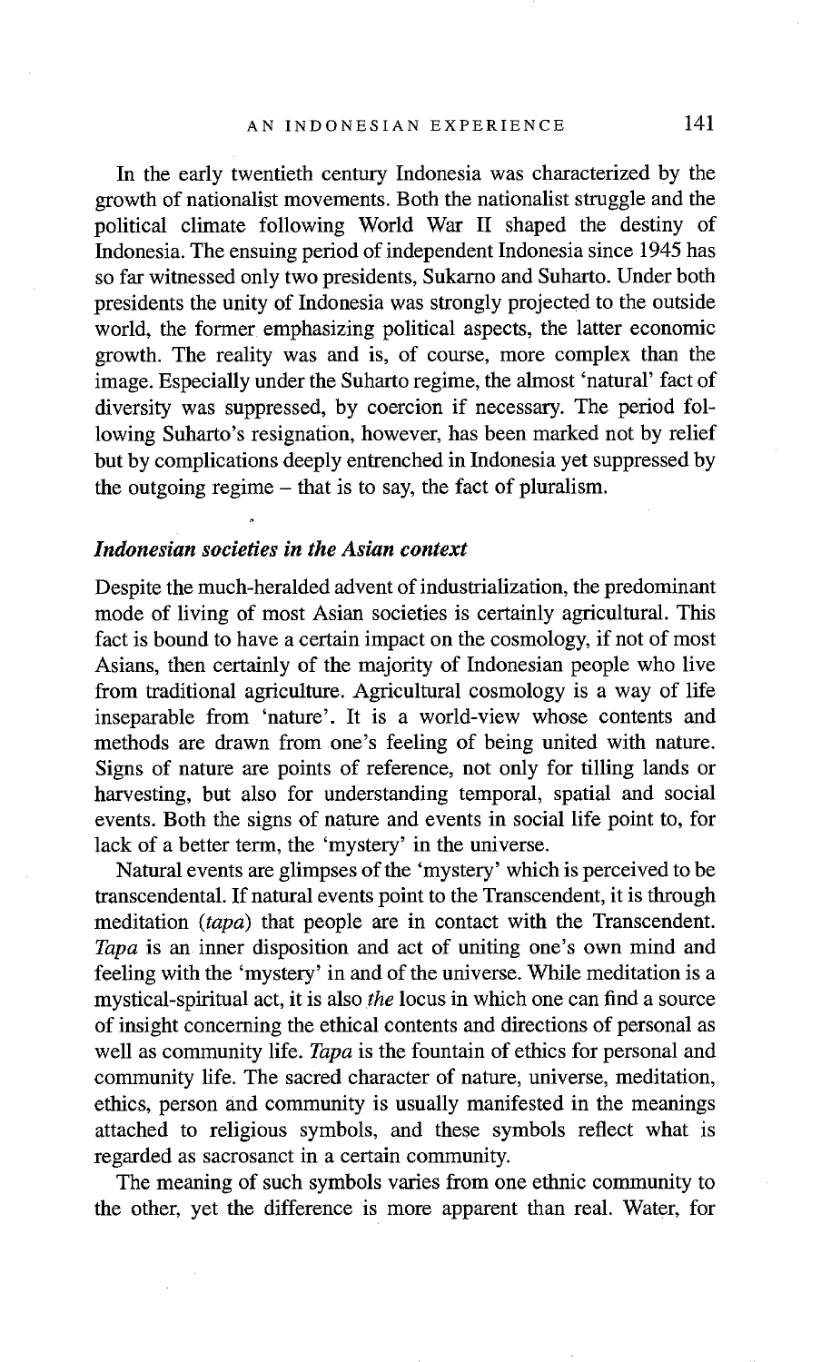In the early twentieth century Indonesia was characterized by the growth of nationalist movements. Both the nationalist struggle and the political climate following World War II shaped the destiny of Indonesia. The ensuing period of independent Indonesia since 1945 has so far witnessed only two presidents, Sukarno and Suharto. Under both presidents the unity of Indonesia was strongly projected to the outside world, the former emphasizing political aspects, the latter economic growth. The reality was and is, of course, more complex than the image. Especially under the Suharto regime, the almost 'natural' fact of diversity was suppressed, by coercion if necessary. The period following Suharto's resignation, however, has been marked not by relief but by complications deeply entrenched in Indonesia yet suppressed by the outgoing regime – that is to say, the fact of pluralism.

### *Indonesian societies in the Asian context*

Despite the much-heralded advent of industrialization, the predominant mode of living of most Asian societies is certainly agricultural. This fact is bound to have a certain impact on the cosmology, if not of most Asians, then certainly of the majority of Indonesian people who live from traditional agriculture. Agricultural cosmology is a way of life inseparable from 'nature'. It is a world-view whose contents and methods are drawn from one's feeling of being united with nature. Signs of nature are points of reference, not only for tilling lands or harvesting, but also for understanding temporal, spatial and social events. Both the signs of nature and events in social life point to, for lack of a better term, the 'mystery' in the universe.

Natural events are glimpses of the 'mystery' which is perceived to be transcendental. If natural events point to the Transcendent, it is through meditation (*tapa*) that people are in contact with the Transcendent. *Tapa* is an inner disposition and act of uniting one's own mind and feeling with the 'mystery' in and of the universe. While meditation is a mystical-spiritual act, it is also *the* locus in which one can find a source of insight concerning the ethical contents and directions of personal as well as community life. *Tapa* is the fountain of ethics for personal and community life. The sacred character of nature, universe, meditation, ethics, person and community is usually manifested in the meanings attached to religious symbols, and these symbols reflect what is regarded as sacrosanct in a certain community.

The meaning of such symbols varies from one ethnic community to the other, yet the difference is more apparent than real. Water, for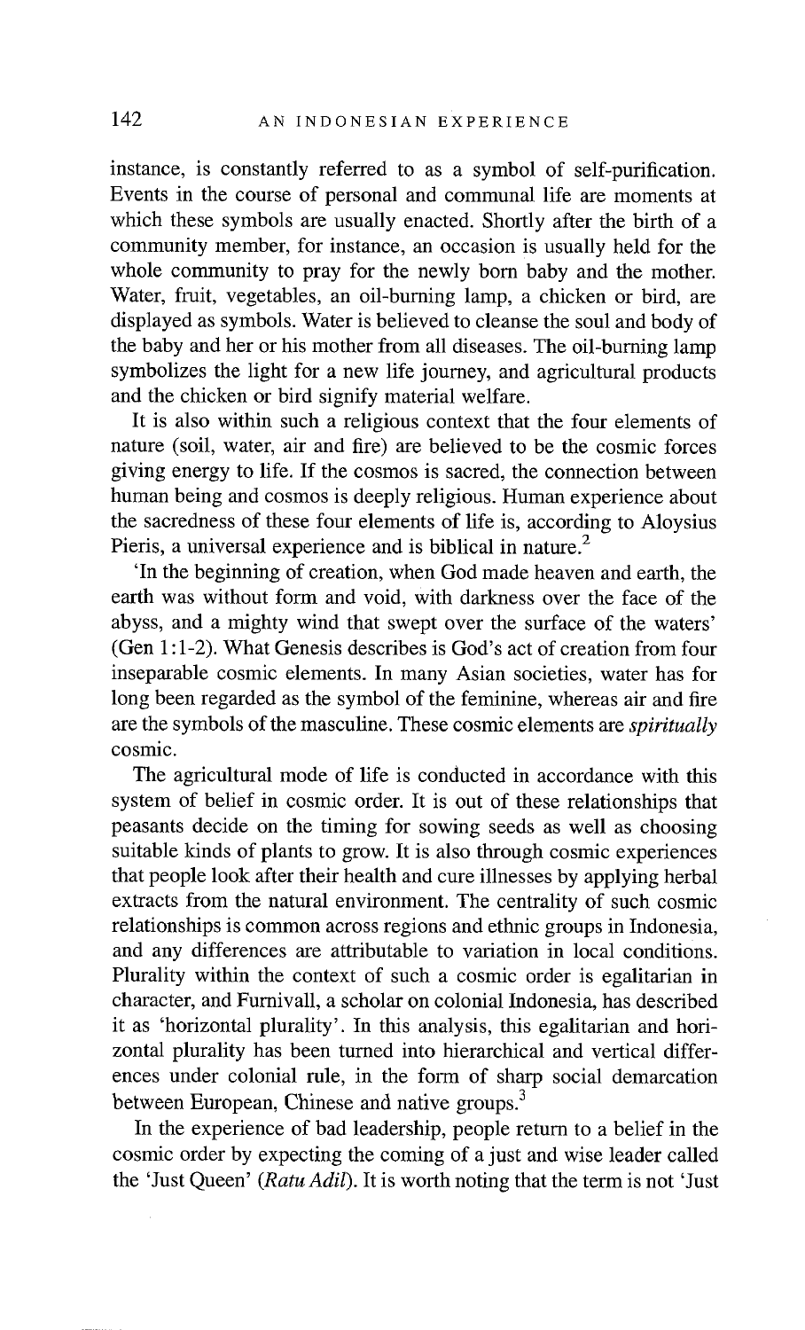instance, is constantly referred to as a symbol of self-purification. Events in the course of personal and communal life are moments at which these symbols are usually enacted. Shortly after the birth of a community member, for instance, an occasion is usually held for the whole community to pray for the newly born baby and the mother. Water, fruit, vegetables, an oil-burning lamp, a chicken or bird, are displayed as symbols. Water is believed to cleanse the soul and body of the baby and her or his mother from all diseases. The oil-burning lamp symbolizes the light for a new life journey, and agricultural products and the chicken or bird signify material welfare.

It is also within such a religious context that the four elements of nature (soil, water, air and fire) are believed to be the cosmic forces giving energy to life. If the cosmos is sacred, the connection between human being and cosmos is deeply religious. Human experience about the sacredness of these four elements of life is, according to Aloysius Pieris, a universal experience and is biblical in nature.[2]

'In the beginning of creation, when God made heaven and earth, the earth was without form and void, with darkness over the face of the abyss, and a mighty wind that swept over the surface of the waters' (Gen 1:1-2). What Genesis describes is God's act of creation from four inseparable cosmic elements. In many Asian societies, water has for long been regarded as the symbol of the feminine, whereas air and fire are the symbols of the masculine. These cosmic elements are *spiritually* cosmic.

The agricultural mode of life is conducted in accordance with this system of belief in cosmic order. It is out of these relationships that peasants decide on the timing for sowing seeds as well as choosing suitable kinds of plants to grow. It is also through cosmic experiences that people look after their health and cure illnesses by applying herbal extracts from the natural environment. The centrality of such cosmic relationships is common across regions and ethnic groups in Indonesia, and any differences are attributable to variation in local conditions. Plurality within the context of such a cosmic order is egalitarian in character, and Furnivall, a scholar on colonial Indonesia, has described it as 'horizontal plurality'. In this analysis, this egalitarian and horizontal plurality has been turned into hierarchical and vertical differences under colonial rule, in the form of sharp social demarcation between European, Chinese and native groups.[3]

In the experience of bad leadership, people return to a belief in the cosmic order by expecting the coming of a just and wise leader called the 'Just Queen' (*Ratu Adil*). It is worth noting that the term is not 'Just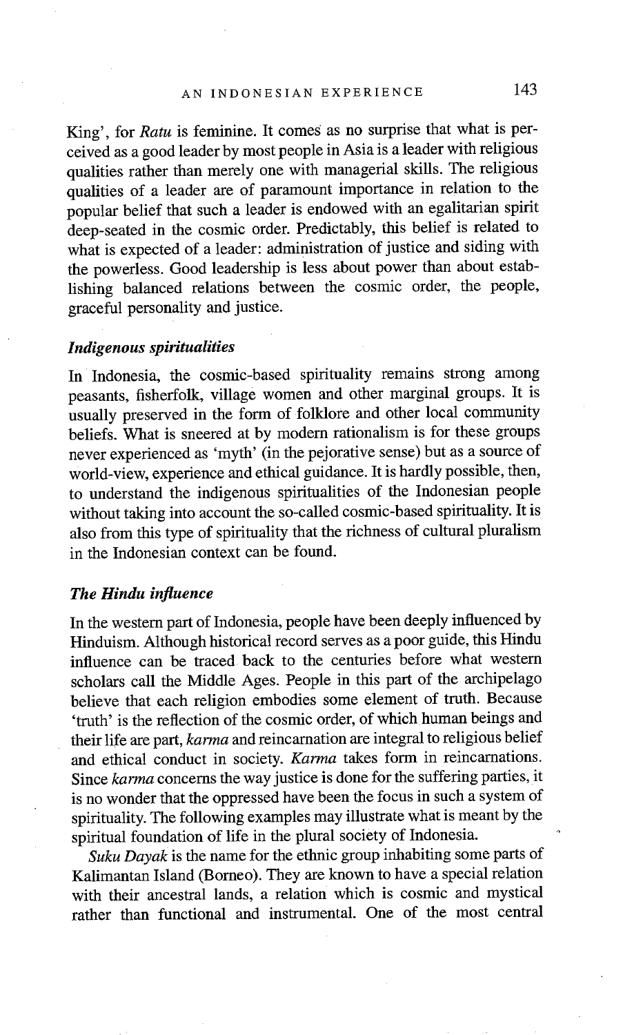King', for *Ratu* is feminine. It comes as no surprise that what is perceived as a good leader by most people in Asia is a leader with religious qualities rather than merely one with managerial skills. The religious qualities of a leader are of paramount importance in relation to the popular belief that such a leader is endowed with an egalitarian spirit deep-seated in the cosmic order. Predictably, this belief is related to what is expected of a leader: administration of justice and siding with the powerless. Good leadership is less about power than about establishing balanced relations between the cosmic order, the people, graceful personality and justice.

### *Indigenous spiritualities*

In Indonesia, the cosmic-based spirituality remains strong among peasants, fisherfolk, village women and other marginal groups. It is usually preserved in the form of folklore and other local community beliefs. What is sneered at by modern rationalism is for these groups never experienced as 'myth' (in the pejorative sense) but as a source of world-view, experience and ethical guidance. It is hardly possible, then, to understand the indigenous spiritualities of the Indonesian people without taking into account the so-called cosmic-based spirituality. It is also from this type of spirituality that the richness of cultural pluralism in the Indonesian context can be found.

### *The Hindu influence*

In the western part of Indonesia, people have been deeply influenced by Hinduism. Although historical record serves as a poor guide, this Hindu influence can be traced back to the centuries before what western scholars call the Middle Ages. People in this part of the archipelago believe that each religion embodies some element of truth. Because 'truth' is the reflection of the cosmic order, of which human beings and their life are part, *karma* and reincarnation are integral to religious belief and ethical conduct in society. *Karma* takes form in reincarnations. Since *karma* concerns the way justice is done for the suffering parties, it is no wonder that the oppressed have been the focus in such a system of spirituality. The following examples may illustrate what is meant by the spiritual foundation of life in the plural society of Indonesia.

*Suku Dayak* is the name for the ethnic group inhabiting some parts of Kalimantan Island (Borneo). They are known to have a special relation with their ancestral lands, a relation which is cosmic and mystical rather than functional and instrumental. One of the most central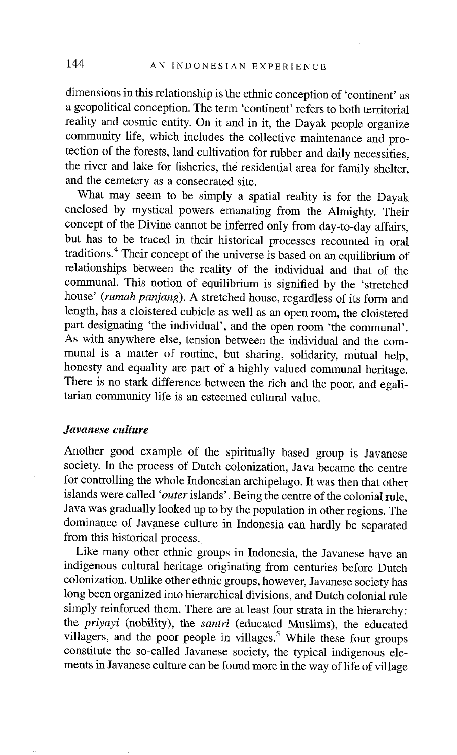dimensions in this relationship is the ethnic conception of 'continent' as a geopolitical conception. The term 'continent' refers to both territorial reality and cosmic entity. On it and in it, the Dayak people organize community life, which includes the collective maintenance and protection of the forests, land cultivation for rubber and daily necessities, the river and lake for fisheries, the residential area for family shelter, and the cemetery as a consecrated site.

What may seem to be simply a spatial reality is for the Dayak enclosed by mystical powers emanating from the Almighty. Their concept of the Divine cannot be inferred only from day-to-day affairs, but has to be traced in their historical processes recounted in oral traditions.[4] Their concept of the universe is based on an equilibrium of relationships between the reality of the individual and that of the communal. This notion of equilibrium is signified by the 'stretched house' (*rumah panjang*). A stretched house, regardless of its form and length, has a cloistered cubicle as well as an open room, the cloistered part designating 'the individual', and the open room 'the communal'. As with anywhere else, tension between the individual and the communal is a matter of routine, but sharing, solidarity, mutual help, honesty and equality are part of a highly valued communal heritage. There is no stark difference between the rich and the poor, and egalitarian community life is an esteemed cultural value.

### *Javanese culture*

Another good example of the spiritually based group is Javanese society. In the process of Dutch colonization, Java became the centre for controlling the whole Indonesian archipelago. It was then that other islands were called '*outer* islands'. Being the centre of the colonial rule, Java was gradually looked up to by the population in other regions. The dominance of Javanese culture in Indonesia can hardly be separated from this historical process.

Like many other ethnic groups in Indonesia, the Javanese have an indigenous cultural heritage originating from centuries before Dutch colonization. Unlike other ethnic groups, however, Javanese society has long been organized into hierarchical divisions, and Dutch colonial rule simply reinforced them. There are at least four strata in the hierarchy: the *priyayi* (nobility), the *santri* (educated Muslims), the educated villagers, and the poor people in villages.[5] While these four groups constitute the so-called Javanese society, the typical indigenous elements in Javanese culture can be found more in the way of life of village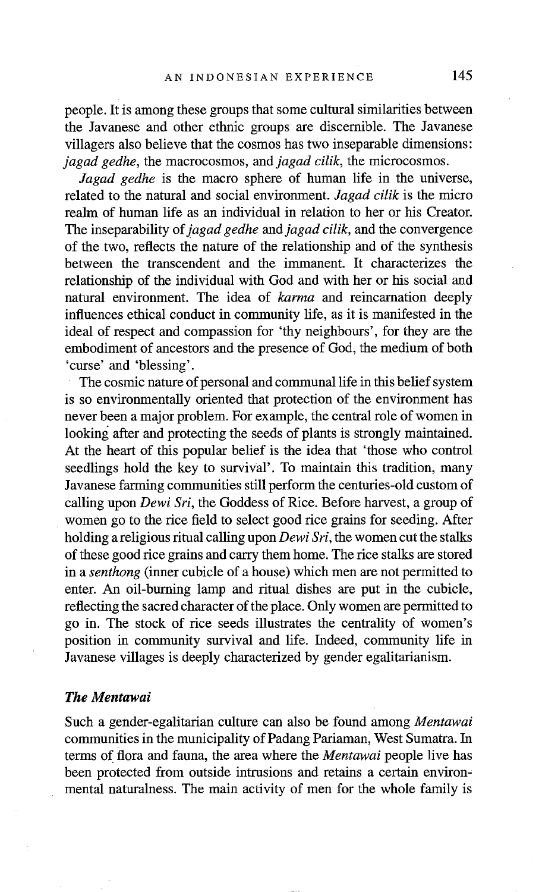people. It is among these groups that some cultural similarities between the Javanese and other ethnic groups are discernible. The Javanese villagers also believe that the cosmos has two inseparable dimensions: *jagad gedhe*, the macrocosmos, and *jagad cilik*, the microcosmos.

*Jagad gedhe* is the macro sphere of human life in the universe, related to the natural and social environment. *Jagad cilik* is the micro realm of human life as an individual in relation to her or his Creator. The inseparability of *jagad gedhe* and *jagad cilik*, and the convergence of the two, reflects the nature of the relationship and of the synthesis between the transcendent and the immanent. It characterizes the relationship of the individual with God and with her or his social and natural environment. The idea of *karma* and reincarnation deeply influences ethical conduct in community life, as it is manifested in the ideal of respect and compassion for 'thy neighbours', for they are the embodiment of ancestors and the presence of God, the medium of both 'curse' and 'blessing'.

The cosmic nature of personal and communal life in this belief system is so environmentally oriented that protection of the environment has never been a major problem. For example, the central role of women in looking after and protecting the seeds of plants is strongly maintained. At the heart of this popular belief is the idea that 'those who control seedlings hold the key to survival'. To maintain this tradition, many Javanese farming communities still perform the centuries-old custom of calling upon *Dewi Sri*, the Goddess of Rice. Before harvest, a group of women go to the rice field to select good rice grains for seeding. After holding a religious ritual calling upon *Dewi Sri*, the women cut the stalks of these good rice grains and carry them home. The rice stalks are stored in a *senthong* (inner cubicle of a house) which men are not permitted to enter. An oil-burning lamp and ritual dishes are put in the cubicle, reflecting the sacred character of the place. Only women are permitted to go in. The stock of rice seeds illustrates the centrality of women's position in community survival and life. Indeed, community life in Javanese villages is deeply characterized by gender egalitarianism.

### *The Mentawai*

Such a gender-egalitarian culture can also be found among *Mentawai* communities in the municipality of Padang Pariaman, West Sumatra. In terms of flora and fauna, the area where the *Mentawai* people live has been protected from outside intrusions and retains a certain environmental naturalness. The main activity of men for the whole family is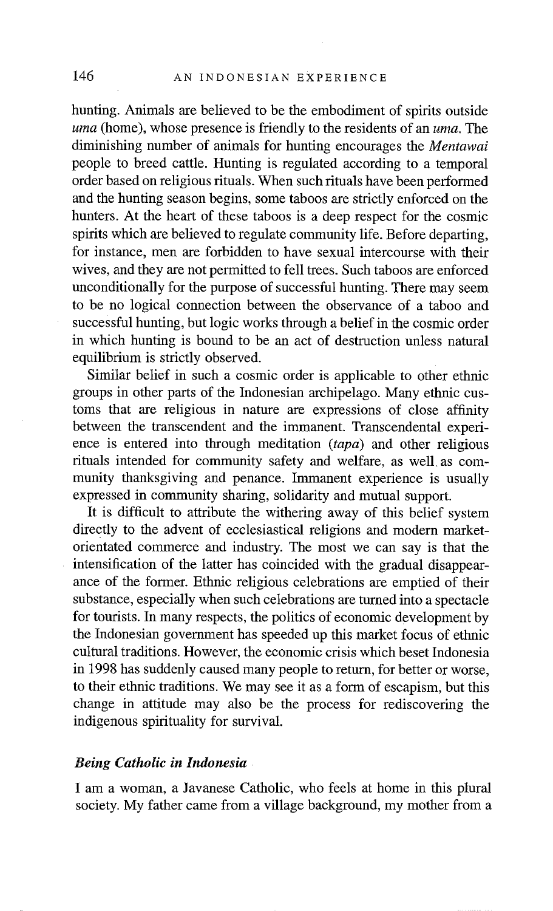hunting. Animals are believed to be the embodiment of spirits outside *uma* (home), whose presence is friendly to the residents of an *uma*. The diminishing number of animals for hunting encourages the *Mentawai* people to breed cattle. Hunting is regulated according to a temporal order based on religious rituals. When such rituals have been performed and the hunting season begins, some taboos are strictly enforced on the hunters. At the heart of these taboos is a deep respect for the cosmic spirits which are believed to regulate community life. Before departing, for instance, men are forbidden to have sexual intercourse with their wives, and they are not permitted to fell trees. Such taboos are enforced unconditionally for the purpose of successful hunting. There may seem to be no logical connection between the observance of a taboo and successful hunting, but logic works through a belief in the cosmic order in which hunting is bound to be an act of destruction unless natural equilibrium is strictly observed.

Similar belief in such a cosmic order is applicable to other ethnic groups in other parts of the Indonesian archipelago. Many ethnic customs that are religious in nature are expressions of close affinity between the transcendent and the immanent. Transcendental experience is entered into through meditation (*tapa*) and other religious rituals intended for community safety and welfare, as well as community thanksgiving and penance. Immanent experience is usually expressed in community sharing, solidarity and mutual support.

It is difficult to attribute the withering away of this belief system directly to the advent of ecclesiastical religions and modern market-orientated commerce and industry. The most we can say is that the intensification of the latter has coincided with the gradual disappearance of the former. Ethnic religious celebrations are emptied of their substance, especially when such celebrations are turned into a spectacle for tourists. In many respects, the politics of economic development by the Indonesian government has speeded up this market focus of ethnic cultural traditions. However, the economic crisis which beset Indonesia in 1998 has suddenly caused many people to return, for better or worse, to their ethnic traditions. We may see it as a form of escapism, but this change in attitude may also be the process for rediscovering the indigenous spirituality for survival.

### *Being Catholic in Indonesia*

I am a woman, a Javanese Catholic, who feels at home in this plural society. My father came from a village background, my mother from a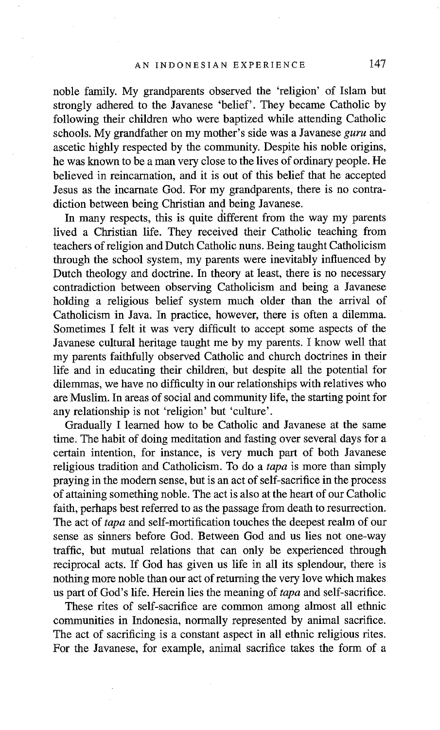noble family. My grandparents observed the 'religion' of Islam but strongly adhered to the Javanese 'belief'. They became Catholic by following their children who were baptized while attending Catholic schools. My grandfather on my mother's side was a Javanese *guru* and ascetic highly respected by the community. Despite his noble origins, he was known to be a man very close to the lives of ordinary people. He believed in reincarnation, and it is out of this belief that he accepted Jesus as the incarnate God. For my grandparents, there is no contradiction between being Christian and being Javanese.

In many respects, this is quite different from the way my parents lived a Christian life. They received their Catholic teaching from teachers of religion and Dutch Catholic nuns. Being taught Catholicism through the school system, my parents were inevitably influenced by Dutch theology and doctrine. In theory at least, there is no necessary contradiction between observing Catholicism and being a Javanese holding a religious belief system much older than the arrival of Catholicism in Java. In practice, however, there is often a dilemma. Sometimes I felt it was very difficult to accept some aspects of the Javanese cultural heritage taught me by my parents. I know well that my parents faithfully observed Catholic and church doctrines in their life and in educating their children, but despite all the potential for dilemmas, we have no difficulty in our relationships with relatives who are Muslim. In areas of social and community life, the starting point for any relationship is not 'religion' but 'culture'.

Gradually I learned how to be Catholic and Javanese at the same time. The habit of doing meditation and fasting over several days for a certain intention, for instance, is very much part of both Javanese religious tradition and Catholicism. To do a *tapa* is more than simply praying in the modern sense, but is an act of self-sacrifice in the process of attaining something noble. The act is also at the heart of our Catholic faith, perhaps best referred to as the passage from death to resurrection. The act of *tapa* and self-mortification touches the deepest realm of our sense as sinners before God. Between God and us lies not one-way traffic, but mutual relations that can only be experienced through reciprocal acts. If God has given us life in all its splendour, there is nothing more noble than our act of returning the very love which makes us part of God's life. Herein lies the meaning of *tapa* and self-sacrifice.

These rites of self-sacrifice are common among almost all ethnic communities in Indonesia, normally represented by animal sacrifice. The act of sacrificing is a constant aspect in all ethnic religious rites. For the Javanese, for example, animal sacrifice takes the form of a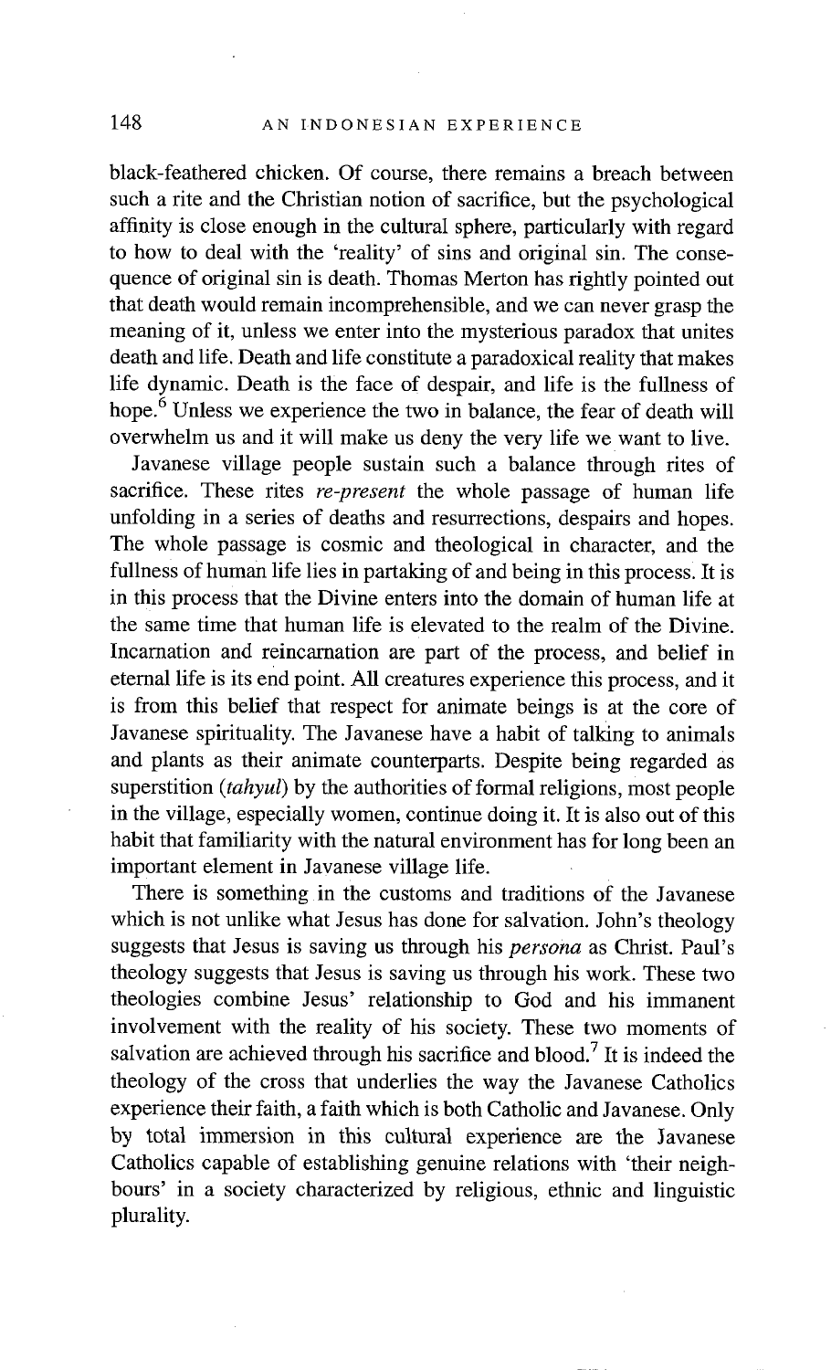black-feathered chicken. Of course, there remains a breach between such a rite and the Christian notion of sacrifice, but the psychological affinity is close enough in the cultural sphere, particularly with regard to how to deal with the 'reality' of sins and original sin. The consequence of original sin is death. Thomas Merton has rightly pointed out that death would remain incomprehensible, and we can never grasp the meaning of it, unless we enter into the mysterious paradox that unites death and life. Death and life constitute a paradoxical reality that makes life dynamic. Death is the face of despair, and life is the fullness of hope.[6] Unless we experience the two in balance, the fear of death will overwhelm us and it will make us deny the very life we want to live.

Javanese village people sustain such a balance through rites of sacrifice. These rites *re-present* the whole passage of human life unfolding in a series of deaths and resurrections, despairs and hopes. The whole passage is cosmic and theological in character, and the fullness of human life lies in partaking of and being in this process. It is in this process that the Divine enters into the domain of human life at the same time that human life is elevated to the realm of the Divine. Incarnation and reincarnation are part of the process, and belief in eternal life is its end point. All creatures experience this process, and it is from this belief that respect for animate beings is at the core of Javanese spirituality. The Javanese have a habit of talking to animals and plants as their animate counterparts. Despite being regarded as superstition (*tahyul*) by the authorities of formal religions, most people in the village, especially women, continue doing it. It is also out of this habit that familiarity with the natural environment has for long been an important element in Javanese village life.

There is something in the customs and traditions of the Javanese which is not unlike what Jesus has done for salvation. John's theology suggests that Jesus is saving us through his *persona* as Christ. Paul's theology suggests that Jesus is saving us through his work. These two theologies combine Jesus' relationship to God and his immanent involvement with the reality of his society. These two moments of salvation are achieved through his sacrifice and blood.[7] It is indeed the theology of the cross that underlies the way the Javanese Catholics experience their faith, a faith which is both Catholic and Javanese. Only by total immersion in this cultural experience are the Javanese Catholics capable of establishing genuine relations with 'their neighbours' in a society characterized by religious, ethnic and linguistic plurality.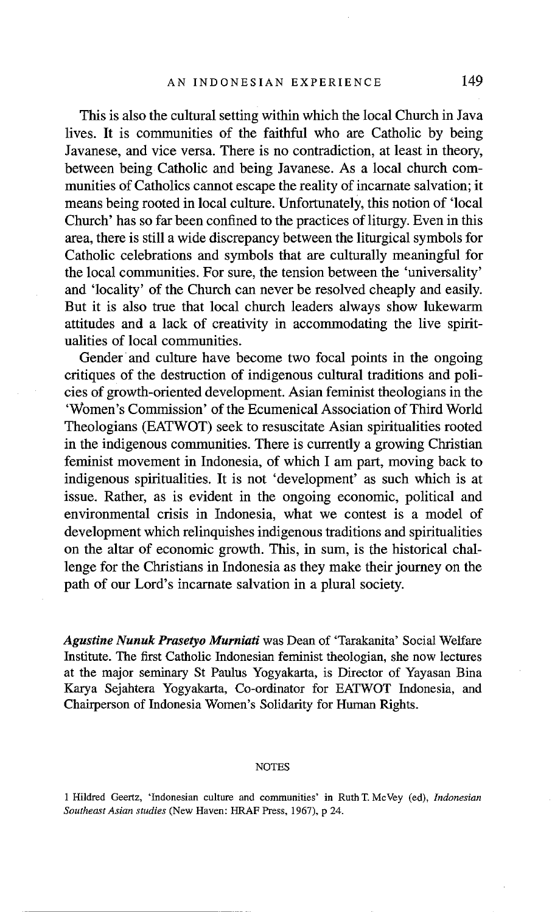This is also the cultural setting within which the local Church in Java lives. It is communities of the faithful who are Catholic by being Javanese, and vice versa. There is no contradiction, at least in theory, between being Catholic and being Javanese. As a local church communities of Catholics cannot escape the reality of incarnate salvation; it means being rooted in local culture. Unfortunately, this notion of 'local Church' has so far been confined to the practices of liturgy. Even in this area, there is still a wide discrepancy between the liturgical symbols for Catholic celebrations and symbols that are culturally meaningful for the local communities. For sure, the tension between the 'universality' and 'locality' of the Church can never be resolved cheaply and easily. But it is also true that local church leaders always show lukewarm attitudes and a lack of creativity in accommodating the live spiritualities of local communities.

Gender and culture have become two focal points in the ongoing critiques of the destruction of indigenous cultural traditions and policies of growth-orientated development. Asian feminist theologians in the 'Women's Commission' of the Ecumenical Association of Third World Theologians (EATWOT) seek to resuscitate Asian spiritualities rooted in the indigenous communities. There is currently a growing Christian feminist movement in Indonesia, of which I am part, moving back to indigenous spiritualities. It is not 'development' as such which is at issue. Rather, as is evident in the ongoing economic, political and environmental crisis in Indonesia, what we contest is a model of development which relinquishes indigenous traditions and spiritualities on the altar of economic growth. This, in sum, is the historical challenge for the Christians in Indonesia as they make their journey on the path of our Lord's incarnate salvation in a plural society.

***Agustine Nunuk Prasetyo Murniati*** was Dean of 'Tarakanita' Social Welfare Institute. The first Catholic Indonesian feminist theologian, she now lectures at the major seminary St Paulus Yogyakarta, is Director of Yayasan Bina Karya Sejahtera Yogyakarta, Co-ordinator for EATWOT Indonesia, and Chairperson of Indonesia Women's Solidarity for Human Rights.

## NOTES

1 Hildred Geertz, 'Indonesian culture and communities' in Ruth T. McVey (ed), *Indonesian Southeast Asian studies* (New Haven: HRAF Press, 1967), p 24.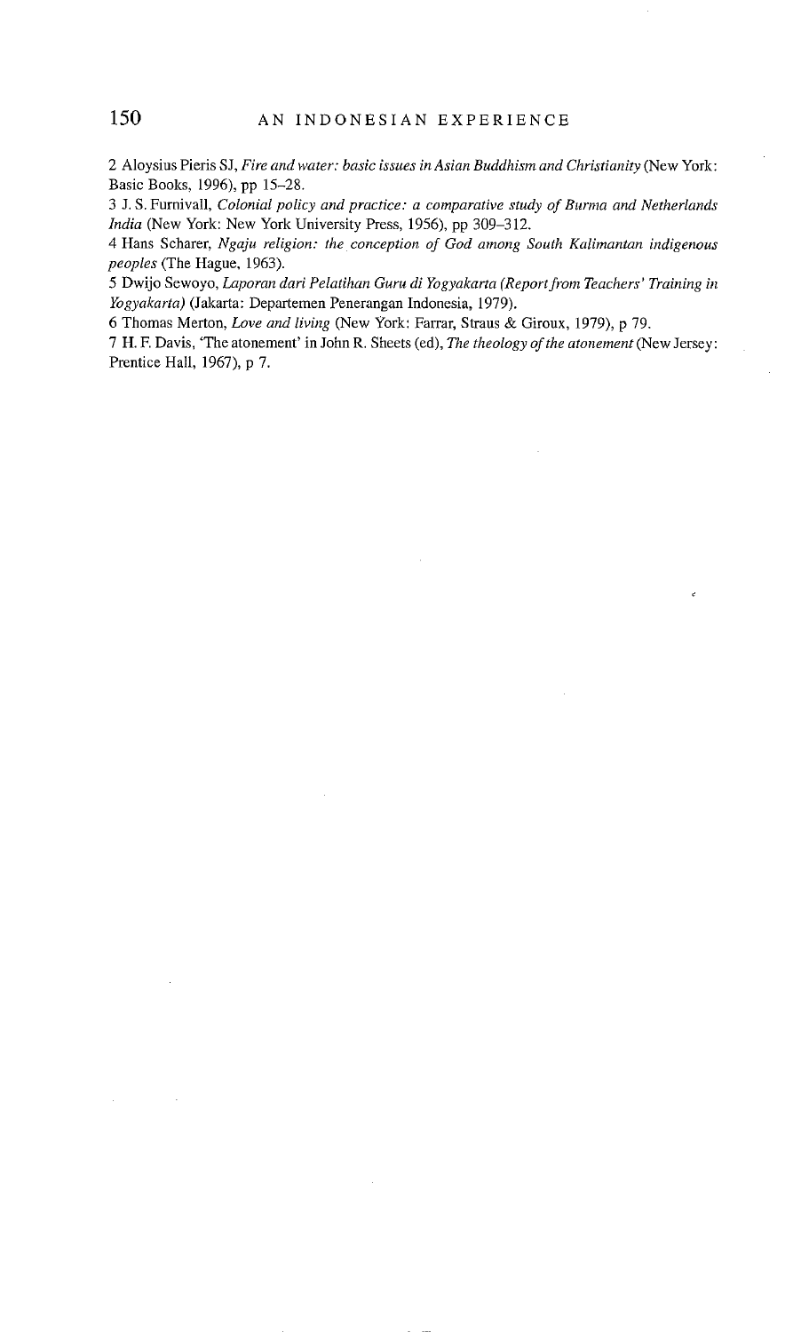2 Aloysius Pieris SJ, *Fire and water: basic issues in Asian Buddhism and Christianity* (New York: Basic Books, 1996), pp 15–28.

3 J. S. Furnivall, *Colonial policy and practice: a comparative study of Burma and Netherlands India* (New York: New York University Press, 1956), pp 309–312.

4 Hans Scharer, *Ngaju religion: the conception of God among South Kalimantan indigenous peoples* (The Hague, 1963).

5 Dwijo Sewoyo, *Laporan dari Pelatihan Guru di Yogyakarta (Report from Teachers' Training in Yogyakarta)* (Jakarta: Departemen Penerangan Indonesia, 1979).

6 Thomas Merton, *Love and living* (New York: Farrar, Straus & Giroux, 1979), p 79.

7 H. F. Davis, 'The atonement' in John R. Sheets (ed), *The theology of the atonement* (New Jersey: Prentice Hall, 1967), p 7.